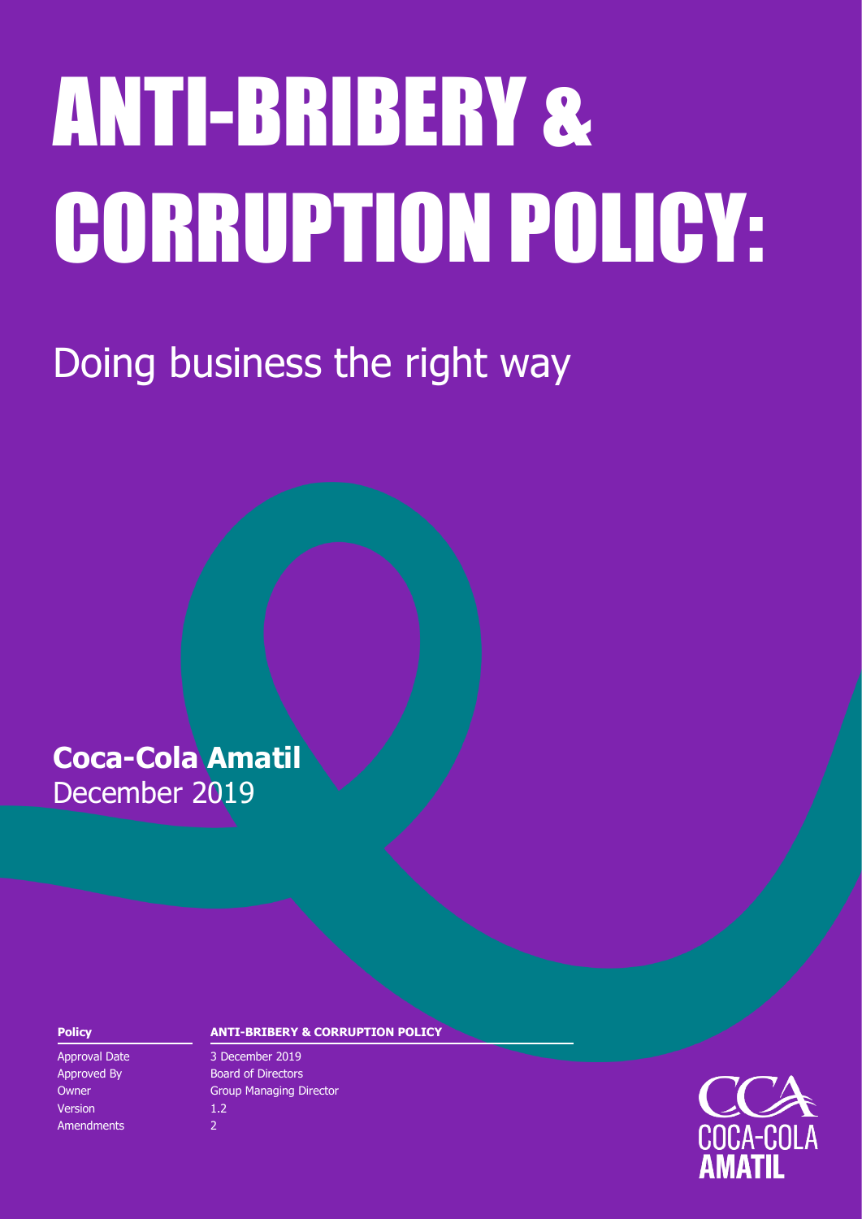# ANTI-BRIBERY & CORRUPTION POLICY:

## Doing business the right way

**Coca-Cola Amatil**
December 2019

| **Policy** | **ANTI-BRIBERY & CORRUPTION POLICY** |
| --- | --- |
| Approval Date | 3 December 2019 |
| Approved By | Board of Directors |
| Owner | Group Managing Director |
| Version | 1.2 |
| Amendments | 2 |

CCA
COCA-COLA
AMATIL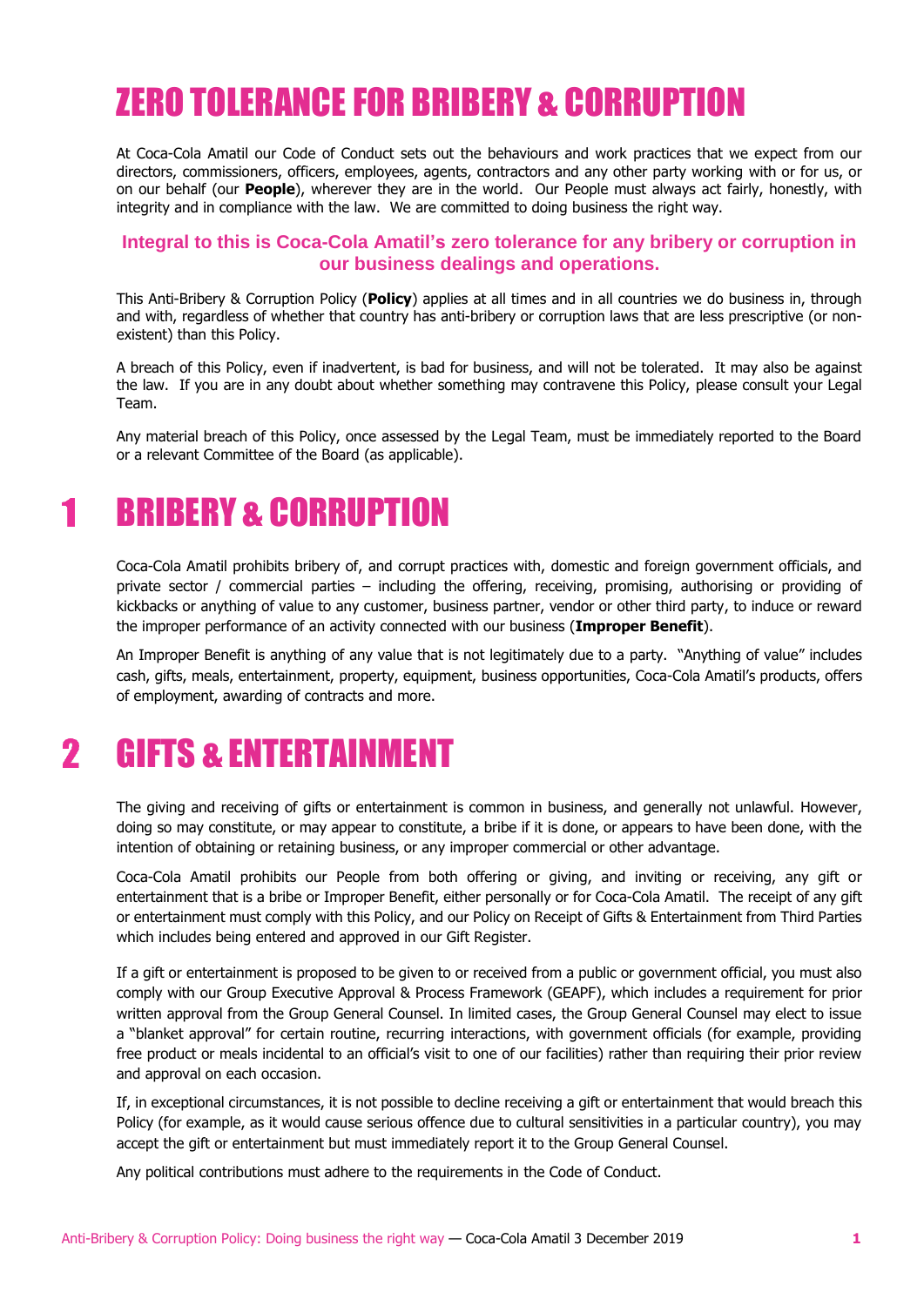# ZERO TOLERANCE FOR BRIBERY & CORRUPTION

At Coca-Cola Amatil our Code of Conduct sets out the behaviours and work practices that we expect from our directors, commissioners, officers, employees, agents, contractors and any other party working with or for us, or on our behalf (our **People**), wherever they are in the world. Our People must always act fairly, honestly, with integrity and in compliance with the law. We are committed to doing business the right way.

**Integral to this is Coca-Cola Amatil's zero tolerance for any bribery or corruption in our business dealings and operations.**

This Anti-Bribery & Corruption Policy (**Policy**) applies at all times and in all countries we do business in, through and with, regardless of whether that country has anti-bribery or corruption laws that are less prescriptive (or non-existent) than this Policy.

A breach of this Policy, even if inadvertent, is bad for business, and will not be tolerated. It may also be against the law. If you are in any doubt about whether something may contravene this Policy, please consult your Legal Team.

Any material breach of this Policy, once assessed by the Legal Team, must be immediately reported to the Board or a relevant Committee of the Board (as applicable).

# 1 BRIBERY & CORRUPTION

Coca-Cola Amatil prohibits bribery of, and corrupt practices with, domestic and foreign government officials, and private sector / commercial parties – including the offering, receiving, promising, authorising or providing of kickbacks or anything of value to any customer, business partner, vendor or other third party, to induce or reward the improper performance of an activity connected with our business (**Improper Benefit**).

An Improper Benefit is anything of any value that is not legitimately due to a party. "Anything of value" includes cash, gifts, meals, entertainment, property, equipment, business opportunities, Coca-Cola Amatil's products, offers of employment, awarding of contracts and more.

# 2 GIFTS & ENTERTAINMENT

The giving and receiving of gifts or entertainment is common in business, and generally not unlawful. However, doing so may constitute, or may appear to constitute, a bribe if it is done, or appears to have been done, with the intention of obtaining or retaining business, or any improper commercial or other advantage.

Coca-Cola Amatil prohibits our People from both offering or giving, and inviting or receiving, any gift or entertainment that is a bribe or Improper Benefit, either personally or for Coca-Cola Amatil. The receipt of any gift or entertainment must comply with this Policy, and our Policy on Receipt of Gifts & Entertainment from Third Parties which includes being entered and approved in our Gift Register.

If a gift or entertainment is proposed to be given to or received from a public or government official, you must also comply with our Group Executive Approval & Process Framework (GEAPF), which includes a requirement for prior written approval from the Group General Counsel. In limited cases, the Group General Counsel may elect to issue a "blanket approval" for certain routine, recurring interactions, with government officials (for example, providing free product or meals incidental to an official's visit to one of our facilities) rather than requiring their prior review and approval on each occasion.

If, in exceptional circumstances, it is not possible to decline receiving a gift or entertainment that would breach this Policy (for example, as it would cause serious offence due to cultural sensitivities in a particular country), you may accept the gift or entertainment but must immediately report it to the Group General Counsel.

Any political contributions must adhere to the requirements in the Code of Conduct.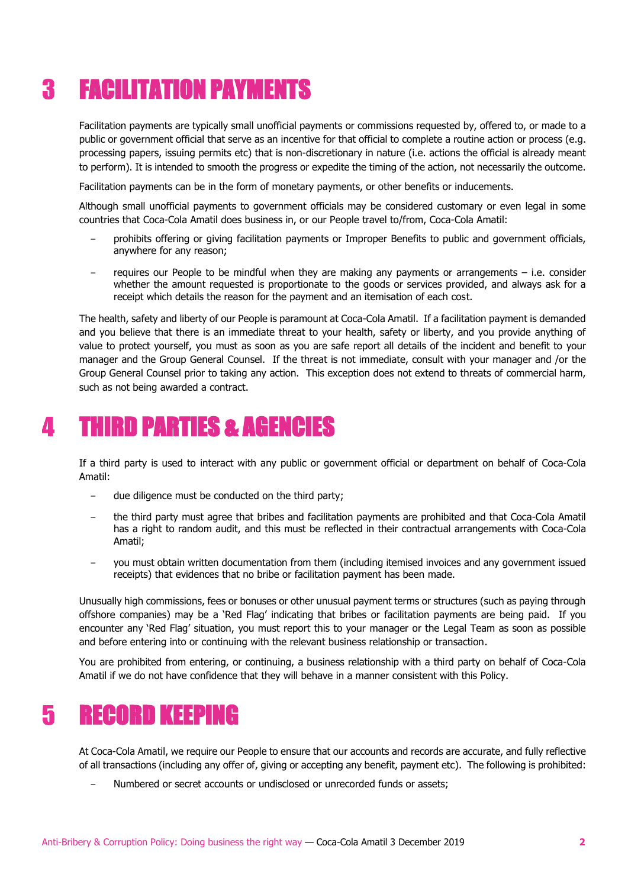# 3 FACILITATION PAYMENTS

Facilitation payments are typically small unofficial payments or commissions requested by, offered to, or made to a public or government official that serve as an incentive for that official to complete a routine action or process (e.g. processing papers, issuing permits etc) that is non-discretionary in nature (i.e. actions the official is already meant to perform). It is intended to smooth the progress or expedite the timing of the action, not necessarily the outcome.

Facilitation payments can be in the form of monetary payments, or other benefits or inducements.

Although small unofficial payments to government officials may be considered customary or even legal in some countries that Coca-Cola Amatil does business in, or our People travel to/from, Coca-Cola Amatil:

- prohibits offering or giving facilitation payments or Improper Benefits to public and government officials, anywhere for any reason;
- requires our People to be mindful when they are making any payments or arrangements – i.e. consider whether the amount requested is proportionate to the goods or services provided, and always ask for a receipt which details the reason for the payment and an itemisation of each cost.

The health, safety and liberty of our People is paramount at Coca-Cola Amatil. If a facilitation payment is demanded and you believe that there is an immediate threat to your health, safety or liberty, and you provide anything of value to protect yourself, you must as soon as you are safe report all details of the incident and benefit to your manager and the Group General Counsel. If the threat is not immediate, consult with your manager and /or the Group General Counsel prior to taking any action. This exception does not extend to threats of commercial harm, such as not being awarded a contract.

# 4 THIRD PARTIES & AGENCIES

If a third party is used to interact with any public or government official or department on behalf of Coca-Cola Amatil:

- due diligence must be conducted on the third party;
- the third party must agree that bribes and facilitation payments are prohibited and that Coca-Cola Amatil has a right to random audit, and this must be reflected in their contractual arrangements with Coca-Cola Amatil;
- you must obtain written documentation from them (including itemised invoices and any government issued receipts) that evidences that no bribe or facilitation payment has been made.

Unusually high commissions, fees or bonuses or other unusual payment terms or structures (such as paying through offshore companies) may be a 'Red Flag' indicating that bribes or facilitation payments are being paid. If you encounter any 'Red Flag' situation, you must report this to your manager or the Legal Team as soon as possible and before entering into or continuing with the relevant business relationship or transaction.

You are prohibited from entering, or continuing, a business relationship with a third party on behalf of Coca-Cola Amatil if we do not have confidence that they will behave in a manner consistent with this Policy.

# 5 RECORD KEEPING

At Coca-Cola Amatil, we require our People to ensure that our accounts and records are accurate, and fully reflective of all transactions (including any offer of, giving or accepting any benefit, payment etc). The following is prohibited:

- Numbered or secret accounts or undisclosed or unrecorded funds or assets;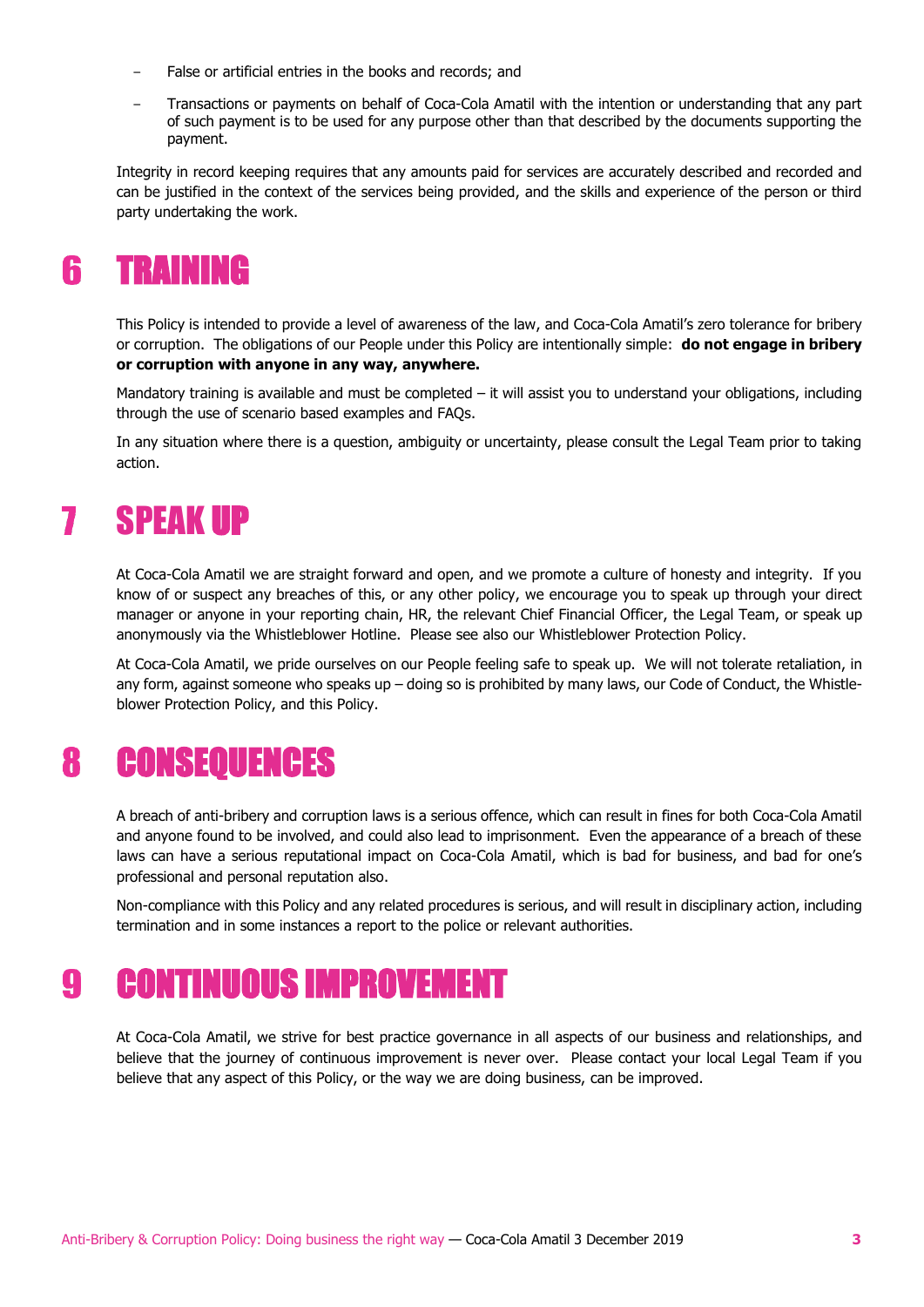- False or artificial entries in the books and records; and
- Transactions or payments on behalf of Coca-Cola Amatil with the intention or understanding that any part of such payment is to be used for any purpose other than that described by the documents supporting the payment.

Integrity in record keeping requires that any amounts paid for services are accurately described and recorded and can be justified in the context of the services being provided, and the skills and experience of the person or third party undertaking the work.

# 6 TRAINING

This Policy is intended to provide a level of awareness of the law, and Coca-Cola Amatil's zero tolerance for bribery or corruption. The obligations of our People under this Policy are intentionally simple: **do not engage in bribery or corruption with anyone in any way, anywhere.**

Mandatory training is available and must be completed – it will assist you to understand your obligations, including through the use of scenario based examples and FAQs.

In any situation where there is a question, ambiguity or uncertainty, please consult the Legal Team prior to taking action.

# 7 SPEAK UP

At Coca-Cola Amatil we are straight forward and open, and we promote a culture of honesty and integrity. If you know of or suspect any breaches of this, or any other policy, we encourage you to speak up through your direct manager or anyone in your reporting chain, HR, the relevant Chief Financial Officer, the Legal Team, or speak up anonymously via the Whistleblower Hotline. Please see also our Whistleblower Protection Policy.

At Coca-Cola Amatil, we pride ourselves on our People feeling safe to speak up. We will not tolerate retaliation, in any form, against someone who speaks up – doing so is prohibited by many laws, our Code of Conduct, the Whistle-blower Protection Policy, and this Policy.

# 8 CONSEQUENCES

A breach of anti-bribery and corruption laws is a serious offence, which can result in fines for both Coca-Cola Amatil and anyone found to be involved, and could also lead to imprisonment. Even the appearance of a breach of these laws can have a serious reputational impact on Coca-Cola Amatil, which is bad for business, and bad for one's professional and personal reputation also.

Non-compliance with this Policy and any related procedures is serious, and will result in disciplinary action, including termination and in some instances a report to the police or relevant authorities.

# 9 CONTINUOUS IMPROVEMENT

At Coca-Cola Amatil, we strive for best practice governance in all aspects of our business and relationships, and believe that the journey of continuous improvement is never over. Please contact your local Legal Team if you believe that any aspect of this Policy, or the way we are doing business, can be improved.